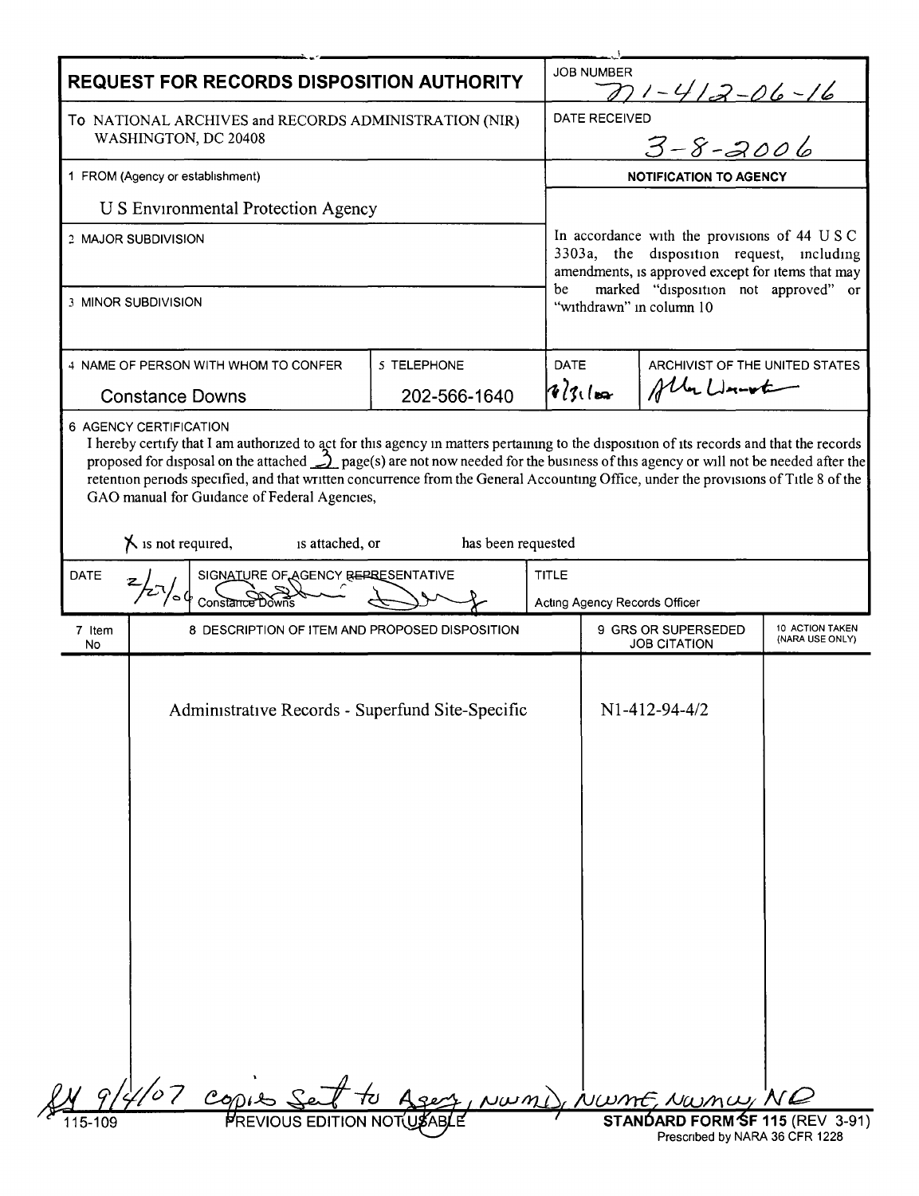# REQUEST FOR RECORDS DISPOSITION AUTHORITY

| | |
|---|---|
| **JOB NUMBER** | N1-412-06-16 |
| **DATE RECEIVED** | 3-8-2006 |

To NATIONAL ARCHIVES and RECORDS ADMINISTRATION (NIR)
WASHINGTON, DC 20408

1 FROM (Agency or establishment)

U S Environmental Protection Agency

2 MAJOR SUBDIVISION

3 MINOR SUBDIVISION

**NOTIFICATION TO AGENCY**

In accordance with the provisions of 44 U S C 3303a, the disposition request, including amendments, is approved except for items that may be marked "disposition not approved" or "withdrawn" in column 10

| 4 NAME OF PERSON WITH WHOM TO CONFER | 5 TELEPHONE | DATE | ARCHIVIST OF THE UNITED STATES |
|---|---|---|---|
| Constance Downs | 202-566-1640 | 8/31/07 | Allen Weinstein |

6 AGENCY CERTIFICATION

I hereby certify that I am authorized to act for this agency in matters pertaining to the disposition of its records and that the records proposed for disposal on the attached 3 page(s) are not now needed for the business of this agency or will not be needed after the retention periods specified, and that written concurrence from the General Accounting Office, under the provisions of Title 8 of the GAO manual for Guidance of Federal Agencies,

X is not required, is attached, or has been requested

| DATE | SIGNATURE OF AGENCY REPRESENTATIVE | TITLE |
|---|---|---|
| 2/27/06 | Constance Downs | Acting Agency Records Officer |

| 7 Item No | 8 DESCRIPTION OF ITEM AND PROPOSED DISPOSITION | 9 GRS OR SUPERSEDED JOB CITATION | 10 ACTION TAKEN (NARA USE ONLY) |
|---|---|---|---|
| | Administrative Records - Superfund Site-Specific | N1-412-94-4/2 | |

9/4/07 copies sent to Agency, NWML, NWME, NWMW, ND

115-109 PREVIOUS EDITION NOT USABLE

**STANDARD FORM SF 115** (REV 3-91)
Prescribed by NARA 36 CFR 1228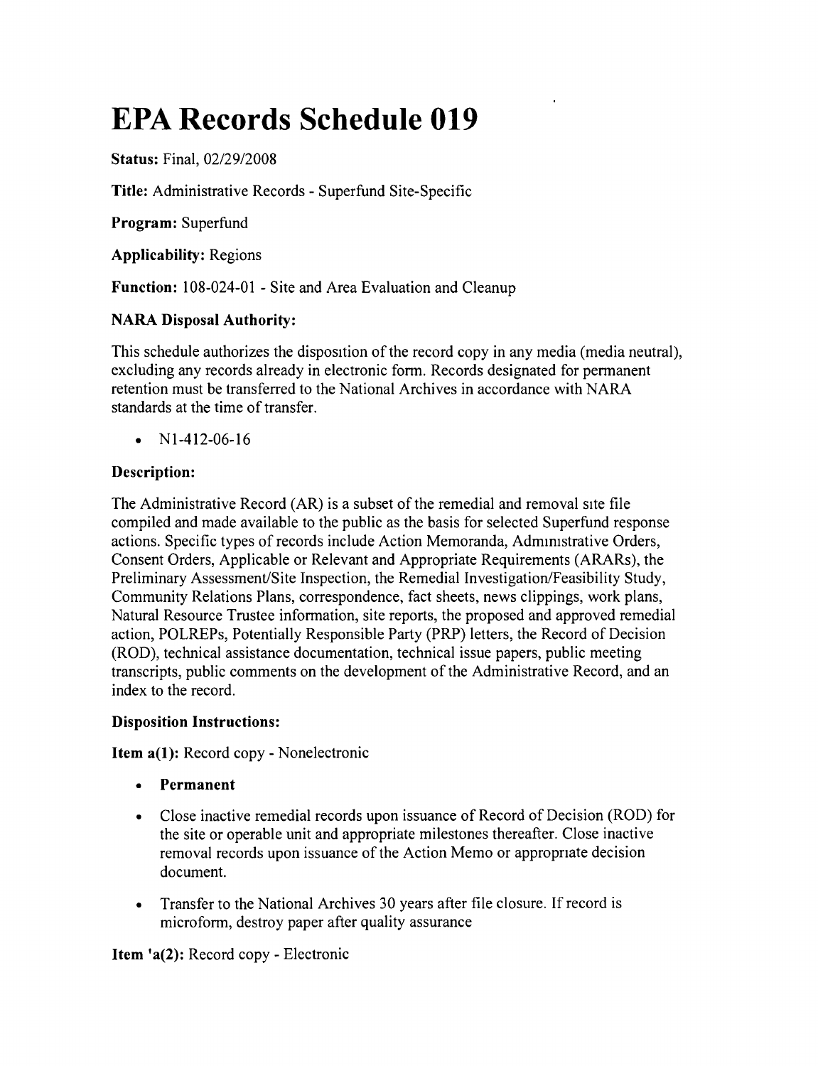# EPA Records Schedule 019

**Status:** Final, 02/29/2008

**Title:** Administrative Records - Superfund Site-Specific

**Program:** Superfund

**Applicability:** Regions

**Function:** 108-024-01 - Site and Area Evaluation and Cleanup

**NARA Disposal Authority:**

This schedule authorizes the disposition of the record copy in any media (media neutral), excluding any records already in electronic form. Records designated for permanent retention must be transferred to the National Archives in accordance with NARA standards at the time of transfer.

- N1-412-06-16

**Description:**

The Administrative Record (AR) is a subset of the remedial and removal site file compiled and made available to the public as the basis for selected Superfund response actions. Specific types of records include Action Memoranda, Administrative Orders, Consent Orders, Applicable or Relevant and Appropriate Requirements (ARARs), the Preliminary Assessment/Site Inspection, the Remedial Investigation/Feasibility Study, Community Relations Plans, correspondence, fact sheets, news clippings, work plans, Natural Resource Trustee information, site reports, the proposed and approved remedial action, POLREPs, Potentially Responsible Party (PRP) letters, the Record of Decision (ROD), technical assistance documentation, technical issue papers, public meeting transcripts, public comments on the development of the Administrative Record, and an index to the record.

**Disposition Instructions:**

**Item a(1):** Record copy - Nonelectronic

- **Permanent**
- Close inactive remedial records upon issuance of Record of Decision (ROD) for the site or operable unit and appropriate milestones thereafter. Close inactive removal records upon issuance of the Action Memo or appropriate decision document.
- Transfer to the National Archives 30 years after file closure. If record is microform, destroy paper after quality assurance

**Item 'a(2):** Record copy - Electronic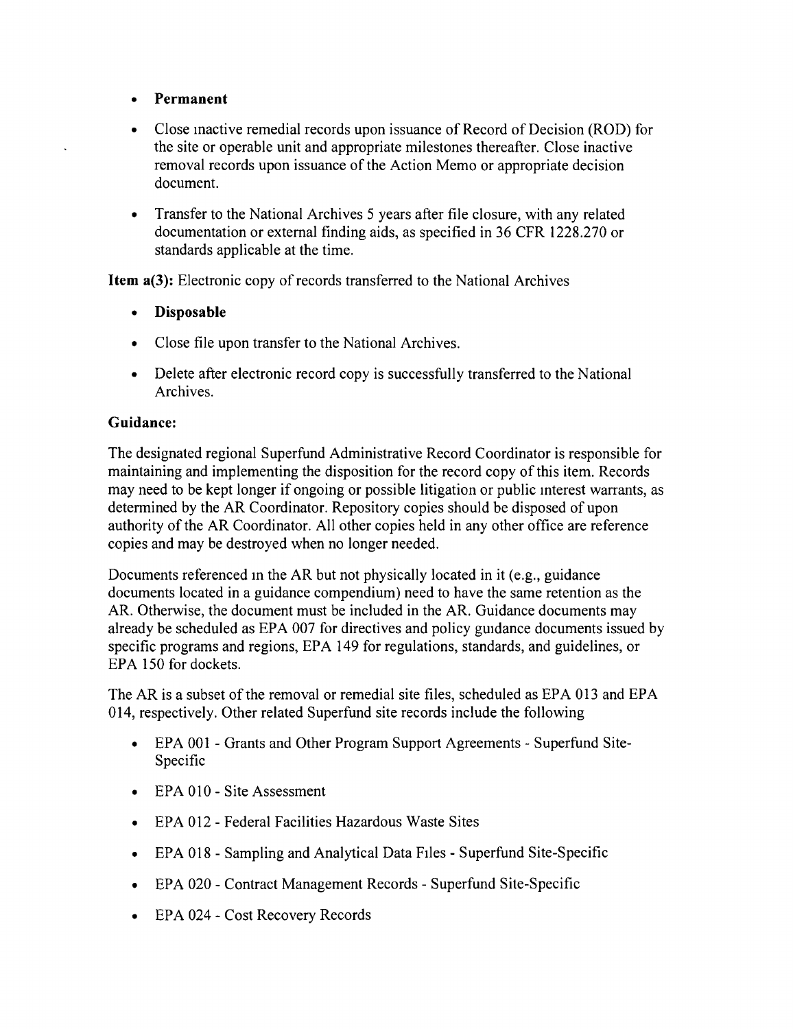- **Permanent**
- Close inactive remedial records upon issuance of Record of Decision (ROD) for the site or operable unit and appropriate milestones thereafter. Close inactive removal records upon issuance of the Action Memo or appropriate decision document.
- Transfer to the National Archives 5 years after file closure, with any related documentation or external finding aids, as specified in 36 CFR 1228.270 or standards applicable at the time.

**Item a(3):** Electronic copy of records transferred to the National Archives

- **Disposable**
- Close file upon transfer to the National Archives.
- Delete after electronic record copy is successfully transferred to the National Archives.

**Guidance:**

The designated regional Superfund Administrative Record Coordinator is responsible for maintaining and implementing the disposition for the record copy of this item. Records may need to be kept longer if ongoing or possible litigation or public interest warrants, as determined by the AR Coordinator. Repository copies should be disposed of upon authority of the AR Coordinator. All other copies held in any other office are reference copies and may be destroyed when no longer needed.

Documents referenced in the AR but not physically located in it (e.g., guidance documents located in a guidance compendium) need to have the same retention as the AR. Otherwise, the document must be included in the AR. Guidance documents may already be scheduled as EPA 007 for directives and policy guidance documents issued by specific programs and regions, EPA 149 for regulations, standards, and guidelines, or EPA 150 for dockets.

The AR is a subset of the removal or remedial site files, scheduled as EPA 013 and EPA 014, respectively. Other related Superfund site records include the following

- EPA 001 - Grants and Other Program Support Agreements - Superfund Site-Specific
- EPA 010 - Site Assessment
- EPA 012 - Federal Facilities Hazardous Waste Sites
- EPA 018 - Sampling and Analytical Data Files - Superfund Site-Specific
- EPA 020 - Contract Management Records - Superfund Site-Specific
- EPA 024 - Cost Recovery Records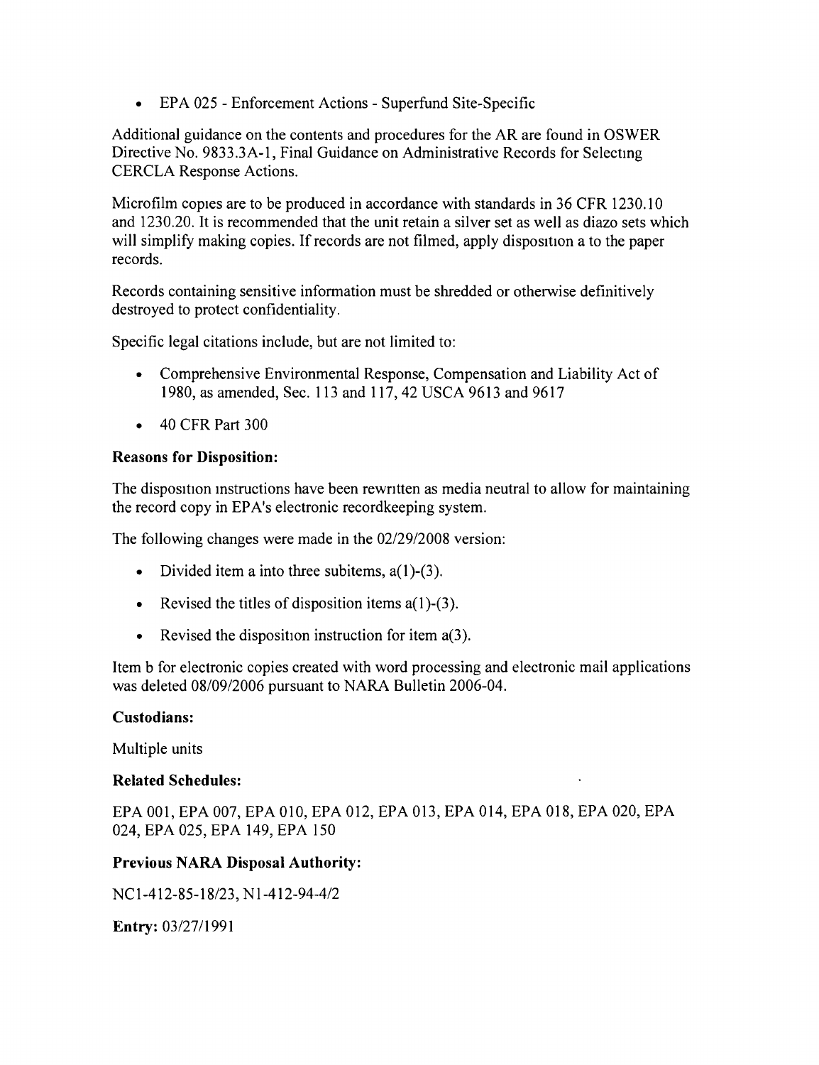- EPA 025 - Enforcement Actions - Superfund Site-Specific

Additional guidance on the contents and procedures for the AR are found in OSWER Directive No. 9833.3A-1, Final Guidance on Administrative Records for Selecting CERCLA Response Actions.

Microfilm copies are to be produced in accordance with standards in 36 CFR 1230.10 and 1230.20. It is recommended that the unit retain a silver set as well as diazo sets which will simplify making copies. If records are not filmed, apply disposition a to the paper records.

Records containing sensitive information must be shredded or otherwise definitively destroyed to protect confidentiality.

Specific legal citations include, but are not limited to:

- Comprehensive Environmental Response, Compensation and Liability Act of 1980, as amended, Sec. 113 and 117, 42 USCA 9613 and 9617
- 40 CFR Part 300

**Reasons for Disposition:**

The disposition instructions have been rewritten as media neutral to allow for maintaining the record copy in EPA's electronic recordkeeping system.

The following changes were made in the 02/29/2008 version:

- Divided item a into three subitems, a(1)-(3).
- Revised the titles of disposition items a(1)-(3).
- Revised the disposition instruction for item a(3).

Item b for electronic copies created with word processing and electronic mail applications was deleted 08/09/2006 pursuant to NARA Bulletin 2006-04.

**Custodians:**

Multiple units

**Related Schedules:**

EPA 001, EPA 007, EPA 010, EPA 012, EPA 013, EPA 014, EPA 018, EPA 020, EPA 024, EPA 025, EPA 149, EPA 150

**Previous NARA Disposal Authority:**

NC1-412-85-18/23, N1-412-94-4/2

**Entry:** 03/27/1991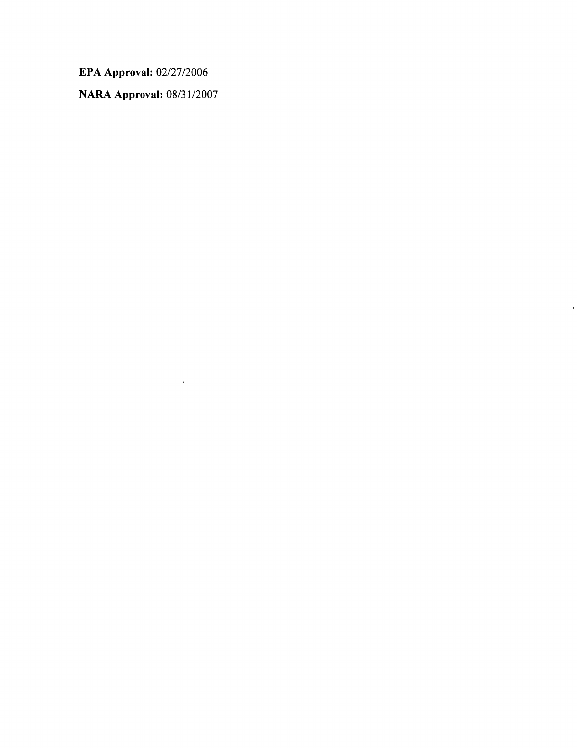**EPA Approval:** 02/27/2006

**NARA Approval:** 08/31/2007